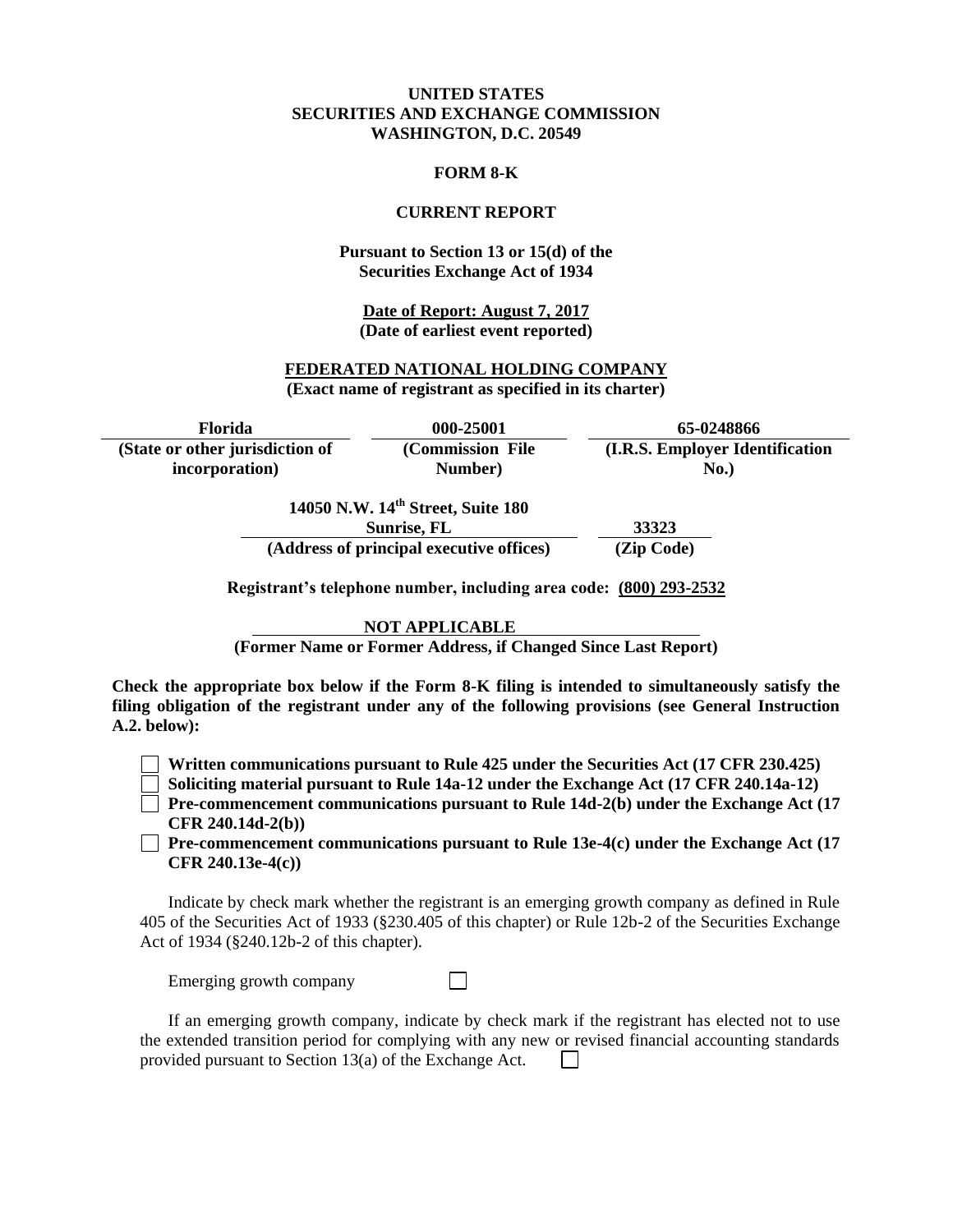**UNITED STATES**
**SECURITIES AND EXCHANGE COMMISSION**
**WASHINGTON, D.C. 20549**

**FORM 8-K**

**CURRENT REPORT**

**Pursuant to Section 13 or 15(d) of the Securities Exchange Act of 1934**

**Date of Report: August 7, 2017**
**(Date of earliest event reported)**

**FEDERATED NATIONAL HOLDING COMPANY**
**(Exact name of registrant as specified in its charter)**

| Florida | 000-25001 | 65-0248866 |
|---|---|---|
| (State or other jurisdiction of incorporation) | (Commission File Number) | (I.R.S. Employer Identification No.) |

| 14050 N.W. 14th Street, Suite 180 Sunrise, FL | 33323 |
|---|---|
| (Address of principal executive offices) | (Zip Code) |

**Registrant's telephone number, including area code: (800) 293-2532**

**NOT APPLICABLE**
**(Former Name or Former Address, if Changed Since Last Report)**

**Check the appropriate box below if the Form 8-K filing is intended to simultaneously satisfy the filing obligation of the registrant under any of the following provisions (see General Instruction A.2. below):**

☐ **Written communications pursuant to Rule 425 under the Securities Act (17 CFR 230.425)**
☐ **Soliciting material pursuant to Rule 14a-12 under the Exchange Act (17 CFR 240.14a-12)**
☐ **Pre-commencement communications pursuant to Rule 14d-2(b) under the Exchange Act (17 CFR 240.14d-2(b))**
☐ **Pre-commencement communications pursuant to Rule 13e-4(c) under the Exchange Act (17 CFR 240.13e-4(c))**

Indicate by check mark whether the registrant is an emerging growth company as defined in Rule 405 of the Securities Act of 1933 (§230.405 of this chapter) or Rule 12b-2 of the Securities Exchange Act of 1934 (§240.12b-2 of this chapter).

Emerging growth company ☐

If an emerging growth company, indicate by check mark if the registrant has elected not to use the extended transition period for complying with any new or revised financial accounting standards provided pursuant to Section 13(a) of the Exchange Act. ☐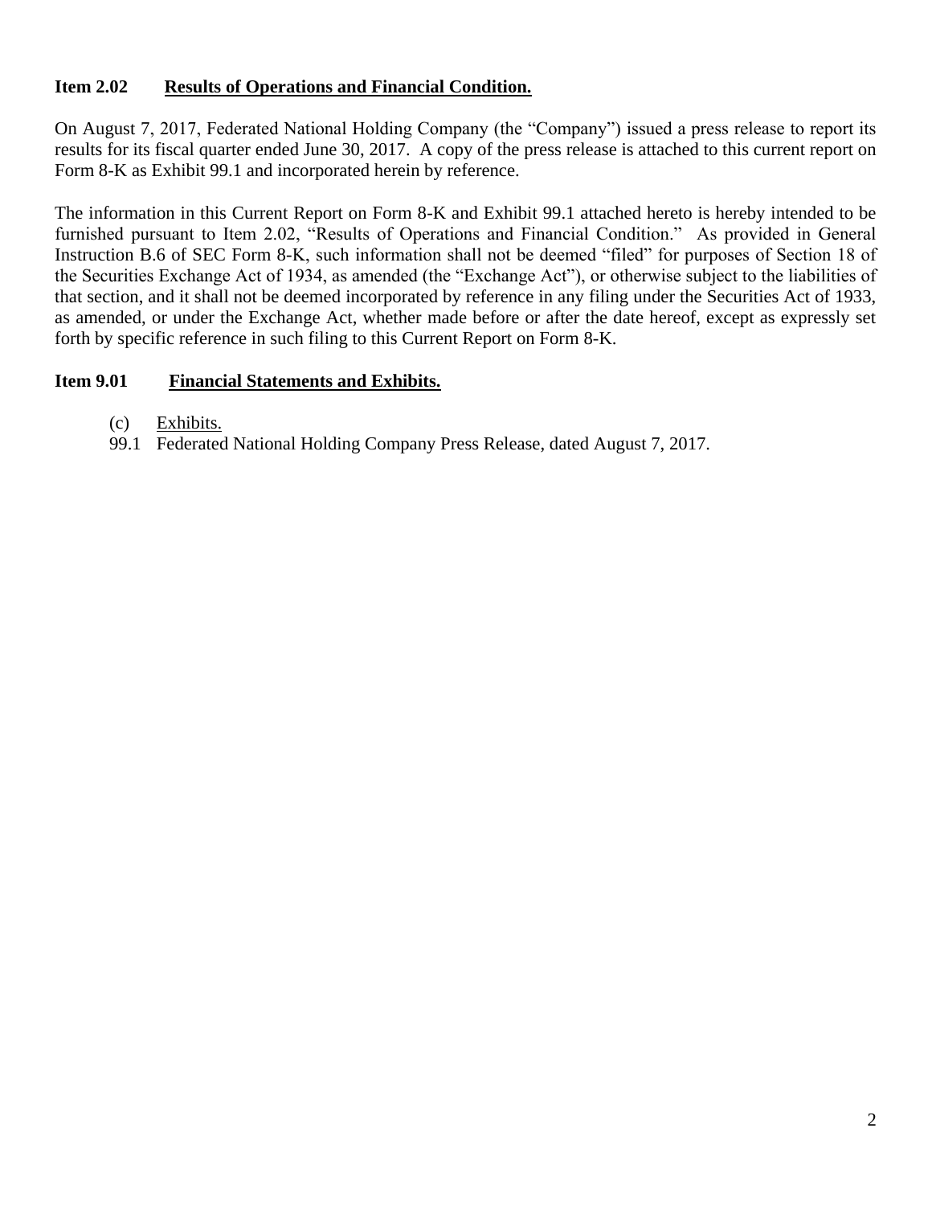**Item 2.02 Results of Operations and Financial Condition.**

On August 7, 2017, Federated National Holding Company (the "Company") issued a press release to report its results for its fiscal quarter ended June 30, 2017. A copy of the press release is attached to this current report on Form 8-K as Exhibit 99.1 and incorporated herein by reference.

The information in this Current Report on Form 8-K and Exhibit 99.1 attached hereto is hereby intended to be furnished pursuant to Item 2.02, "Results of Operations and Financial Condition." As provided in General Instruction B.6 of SEC Form 8-K, such information shall not be deemed "filed" for purposes of Section 18 of the Securities Exchange Act of 1934, as amended (the "Exchange Act"), or otherwise subject to the liabilities of that section, and it shall not be deemed incorporated by reference in any filing under the Securities Act of 1933, as amended, or under the Exchange Act, whether made before or after the date hereof, except as expressly set forth by specific reference in such filing to this Current Report on Form 8-K.

**Item 9.01 Financial Statements and Exhibits.**

(c) Exhibits.

99.1 Federated National Holding Company Press Release, dated August 7, 2017.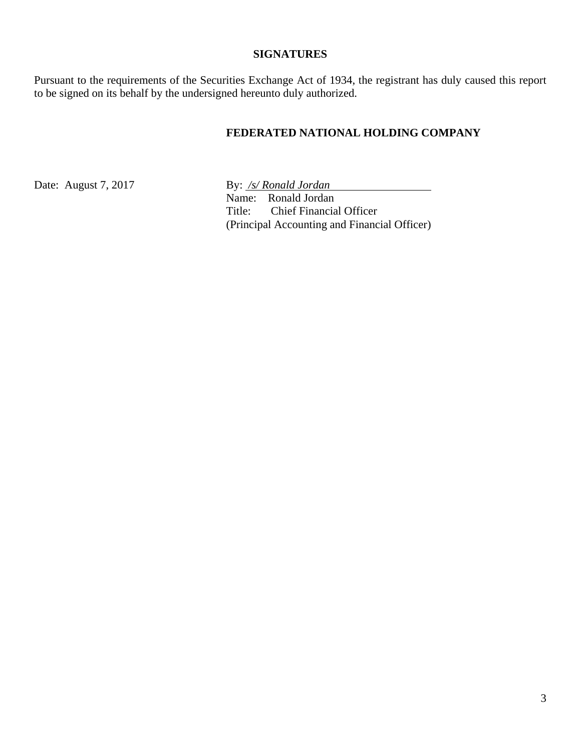## SIGNATURES

Pursuant to the requirements of the Securities Exchange Act of 1934, the registrant has duly caused this report to be signed on its behalf by the undersigned hereunto duly authorized.

**FEDERATED NATIONAL HOLDING COMPANY**

Date: August 7, 2017

By: */s/ Ronald Jordan*
Name: Ronald Jordan
Title: Chief Financial Officer
(Principal Accounting and Financial Officer)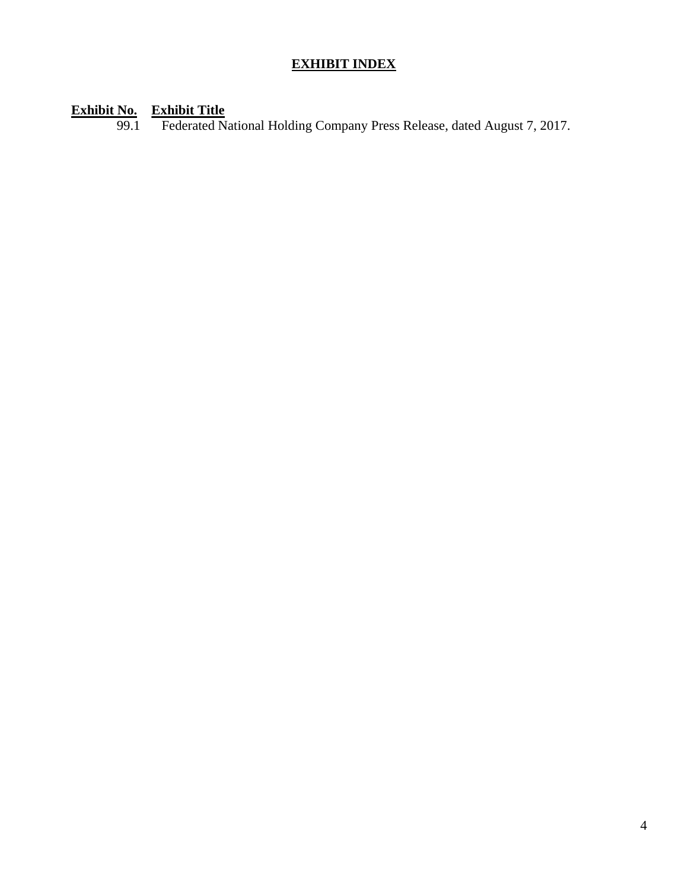## EXHIBIT INDEX

| Exhibit No. | Exhibit Title |
| --- | --- |
| 99.1 | Federated National Holding Company Press Release, dated August 7, 2017. |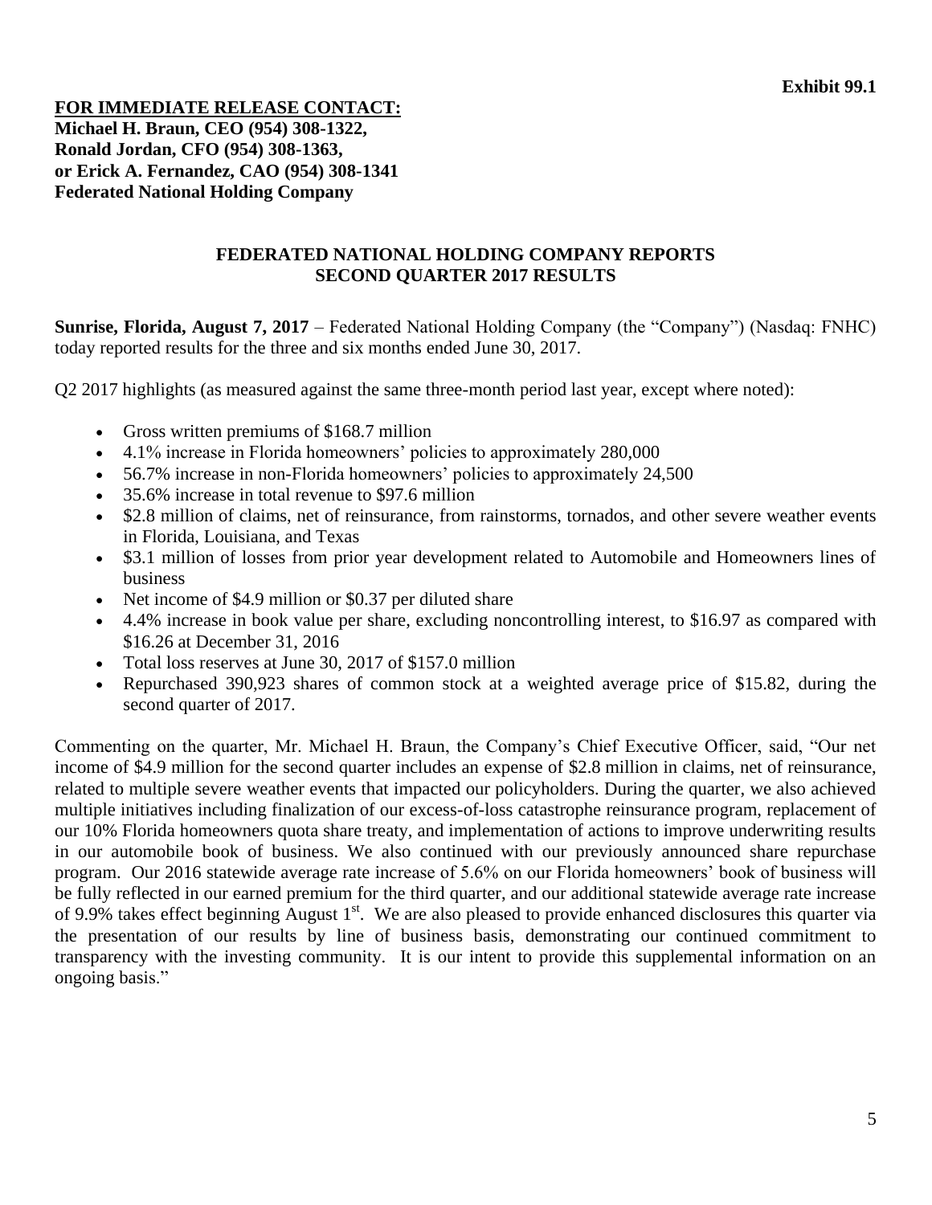**Exhibit 99.1**

**FOR IMMEDIATE RELEASE CONTACT:**
**Michael H. Braun, CEO (954) 308-1322,**
**Ronald Jordan, CFO (954) 308-1363,**
**or Erick A. Fernandez, CAO (954) 308-1341**
**Federated National Holding Company**

## FEDERATED NATIONAL HOLDING COMPANY REPORTS SECOND QUARTER 2017 RESULTS

**Sunrise, Florida, August 7, 2017** – Federated National Holding Company (the "Company") (Nasdaq: FNHC) today reported results for the three and six months ended June 30, 2017.

Q2 2017 highlights (as measured against the same three-month period last year, except where noted):

- Gross written premiums of $168.7 million
- 4.1% increase in Florida homeowners' policies to approximately 280,000
- 56.7% increase in non-Florida homeowners' policies to approximately 24,500
- 35.6% increase in total revenue to $97.6 million
- $2.8 million of claims, net of reinsurance, from rainstorms, tornados, and other severe weather events in Florida, Louisiana, and Texas
- $3.1 million of losses from prior year development related to Automobile and Homeowners lines of business
- Net income of $4.9 million or $0.37 per diluted share
- 4.4% increase in book value per share, excluding noncontrolling interest, to $16.97 as compared with $16.26 at December 31, 2016
- Total loss reserves at June 30, 2017 of $157.0 million
- Repurchased 390,923 shares of common stock at a weighted average price of $15.82, during the second quarter of 2017.

Commenting on the quarter, Mr. Michael H. Braun, the Company's Chief Executive Officer, said, "Our net income of $4.9 million for the second quarter includes an expense of $2.8 million in claims, net of reinsurance, related to multiple severe weather events that impacted our policyholders. During the quarter, we also achieved multiple initiatives including finalization of our excess-of-loss catastrophe reinsurance program, replacement of our 10% Florida homeowners quota share treaty, and implementation of actions to improve underwriting results in our automobile book of business. We also continued with our previously announced share repurchase program. Our 2016 statewide average rate increase of 5.6% on our Florida homeowners' book of business will be fully reflected in our earned premium for the third quarter, and our additional statewide average rate increase of 9.9% takes effect beginning August 1st. We are also pleased to provide enhanced disclosures this quarter via the presentation of our results by line of business basis, demonstrating our continued commitment to transparency with the investing community. It is our intent to provide this supplemental information on an ongoing basis."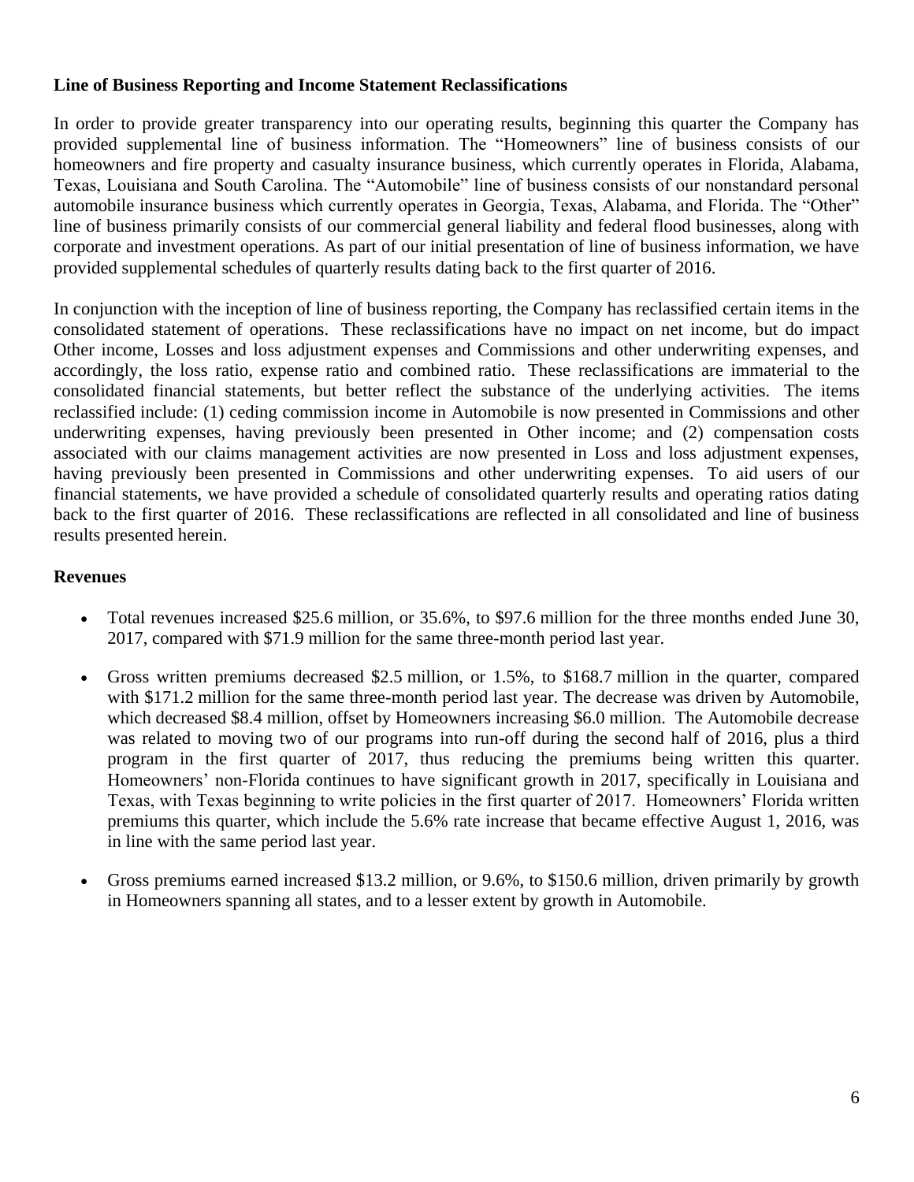**Line of Business Reporting and Income Statement Reclassifications**

In order to provide greater transparency into our operating results, beginning this quarter the Company has provided supplemental line of business information. The "Homeowners" line of business consists of our homeowners and fire property and casualty insurance business, which currently operates in Florida, Alabama, Texas, Louisiana and South Carolina. The "Automobile" line of business consists of our nonstandard personal automobile insurance business which currently operates in Georgia, Texas, Alabama, and Florida. The "Other" line of business primarily consists of our commercial general liability and federal flood businesses, along with corporate and investment operations. As part of our initial presentation of line of business information, we have provided supplemental schedules of quarterly results dating back to the first quarter of 2016.

In conjunction with the inception of line of business reporting, the Company has reclassified certain items in the consolidated statement of operations. These reclassifications have no impact on net income, but do impact Other income, Losses and loss adjustment expenses and Commissions and other underwriting expenses, and accordingly, the loss ratio, expense ratio and combined ratio. These reclassifications are immaterial to the consolidated financial statements, but better reflect the substance of the underlying activities. The items reclassified include: (1) ceding commission income in Automobile is now presented in Commissions and other underwriting expenses, having previously been presented in Other income; and (2) compensation costs associated with our claims management activities are now presented in Loss and loss adjustment expenses, having previously been presented in Commissions and other underwriting expenses. To aid users of our financial statements, we have provided a schedule of consolidated quarterly results and operating ratios dating back to the first quarter of 2016. These reclassifications are reflected in all consolidated and line of business results presented herein.

**Revenues**

- Total revenues increased $25.6 million, or 35.6%, to $97.6 million for the three months ended June 30, 2017, compared with $71.9 million for the same three-month period last year.
- Gross written premiums decreased $2.5 million, or 1.5%, to $168.7 million in the quarter, compared with $171.2 million for the same three-month period last year. The decrease was driven by Automobile, which decreased $8.4 million, offset by Homeowners increasing $6.0 million. The Automobile decrease was related to moving two of our programs into run-off during the second half of 2016, plus a third program in the first quarter of 2017, thus reducing the premiums being written this quarter. Homeowners' non-Florida continues to have significant growth in 2017, specifically in Louisiana and Texas, with Texas beginning to write policies in the first quarter of 2017. Homeowners' Florida written premiums this quarter, which include the 5.6% rate increase that became effective August 1, 2016, was in line with the same period last year.
- Gross premiums earned increased $13.2 million, or 9.6%, to $150.6 million, driven primarily by growth in Homeowners spanning all states, and to a lesser extent by growth in Automobile.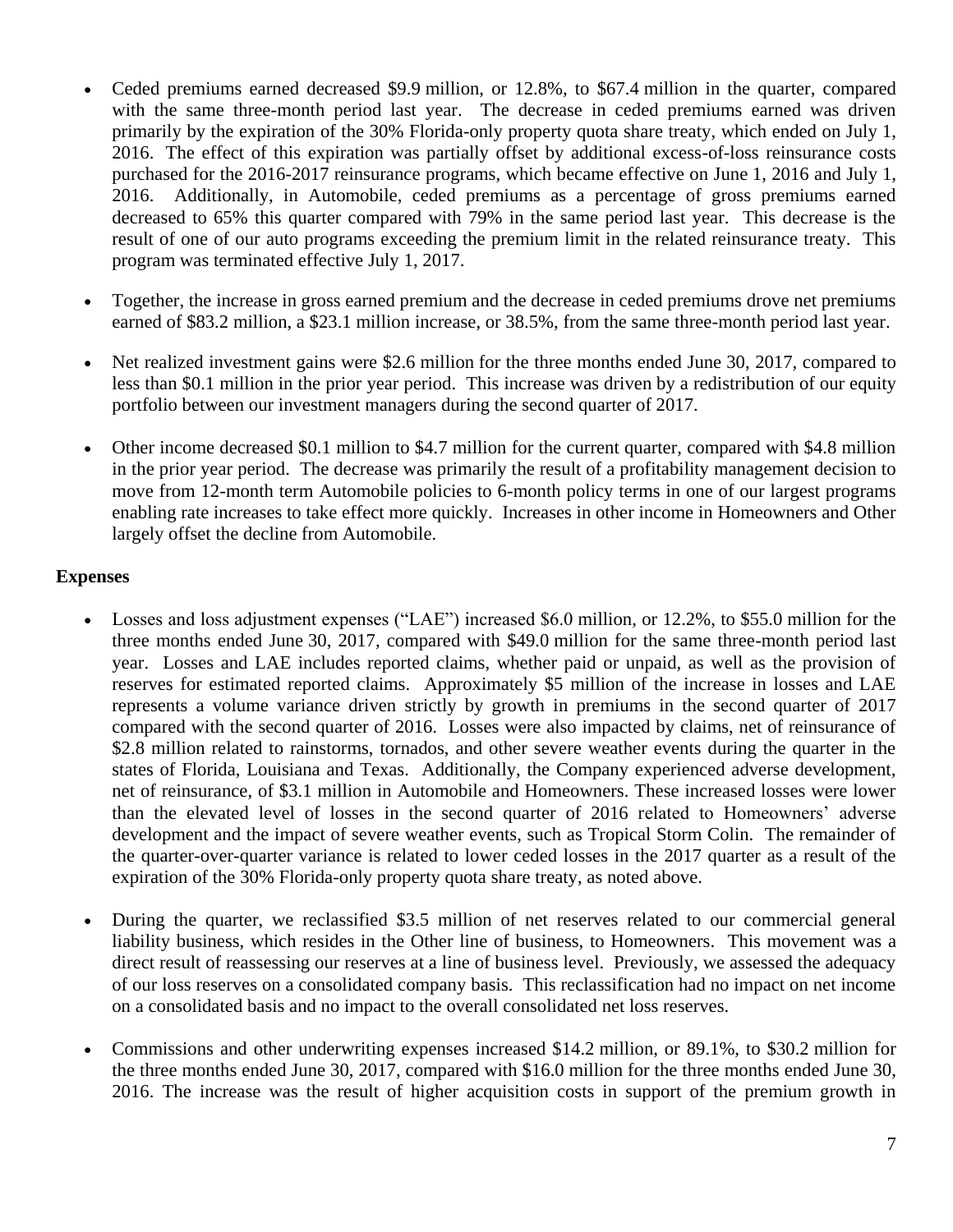- Ceded premiums earned decreased $9.9 million, or 12.8%, to $67.4 million in the quarter, compared with the same three-month period last year. The decrease in ceded premiums earned was driven primarily by the expiration of the 30% Florida-only property quota share treaty, which ended on July 1, 2016. The effect of this expiration was partially offset by additional excess-of-loss reinsurance costs purchased for the 2016-2017 reinsurance programs, which became effective on June 1, 2016 and July 1, 2016. Additionally, in Automobile, ceded premiums as a percentage of gross premiums earned decreased to 65% this quarter compared with 79% in the same period last year. This decrease is the result of one of our auto programs exceeding the premium limit in the related reinsurance treaty. This program was terminated effective July 1, 2017.

- Together, the increase in gross earned premium and the decrease in ceded premiums drove net premiums earned of $83.2 million, a $23.1 million increase, or 38.5%, from the same three-month period last year.

- Net realized investment gains were $2.6 million for the three months ended June 30, 2017, compared to less than $0.1 million in the prior year period. This increase was driven by a redistribution of our equity portfolio between our investment managers during the second quarter of 2017.

- Other income decreased $0.1 million to $4.7 million for the current quarter, compared with $4.8 million in the prior year period. The decrease was primarily the result of a profitability management decision to move from 12-month term Automobile policies to 6-month policy terms in one of our largest programs enabling rate increases to take effect more quickly. Increases in other income in Homeowners and Other largely offset the decline from Automobile.

**Expenses**

- Losses and loss adjustment expenses ("LAE") increased $6.0 million, or 12.2%, to $55.0 million for the three months ended June 30, 2017, compared with $49.0 million for the same three-month period last year. Losses and LAE includes reported claims, whether paid or unpaid, as well as the provision of reserves for estimated reported claims. Approximately $5 million of the increase in losses and LAE represents a volume variance driven strictly by growth in premiums in the second quarter of 2017 compared with the second quarter of 2016. Losses were also impacted by claims, net of reinsurance of $2.8 million related to rainstorms, tornados, and other severe weather events during the quarter in the states of Florida, Louisiana and Texas. Additionally, the Company experienced adverse development, net of reinsurance, of $3.1 million in Automobile and Homeowners. These increased losses were lower than the elevated level of losses in the second quarter of 2016 related to Homeowners' adverse development and the impact of severe weather events, such as Tropical Storm Colin. The remainder of the quarter-over-quarter variance is related to lower ceded losses in the 2017 quarter as a result of the expiration of the 30% Florida-only property quota share treaty, as noted above.

- During the quarter, we reclassified $3.5 million of net reserves related to our commercial general liability business, which resides in the Other line of business, to Homeowners. This movement was a direct result of reassessing our reserves at a line of business level. Previously, we assessed the adequacy of our loss reserves on a consolidated company basis. This reclassification had no impact on net income on a consolidated basis and no impact to the overall consolidated net loss reserves.

- Commissions and other underwriting expenses increased $14.2 million, or 89.1%, to $30.2 million for the three months ended June 30, 2017, compared with $16.0 million for the three months ended June 30, 2016. The increase was the result of higher acquisition costs in support of the premium growth in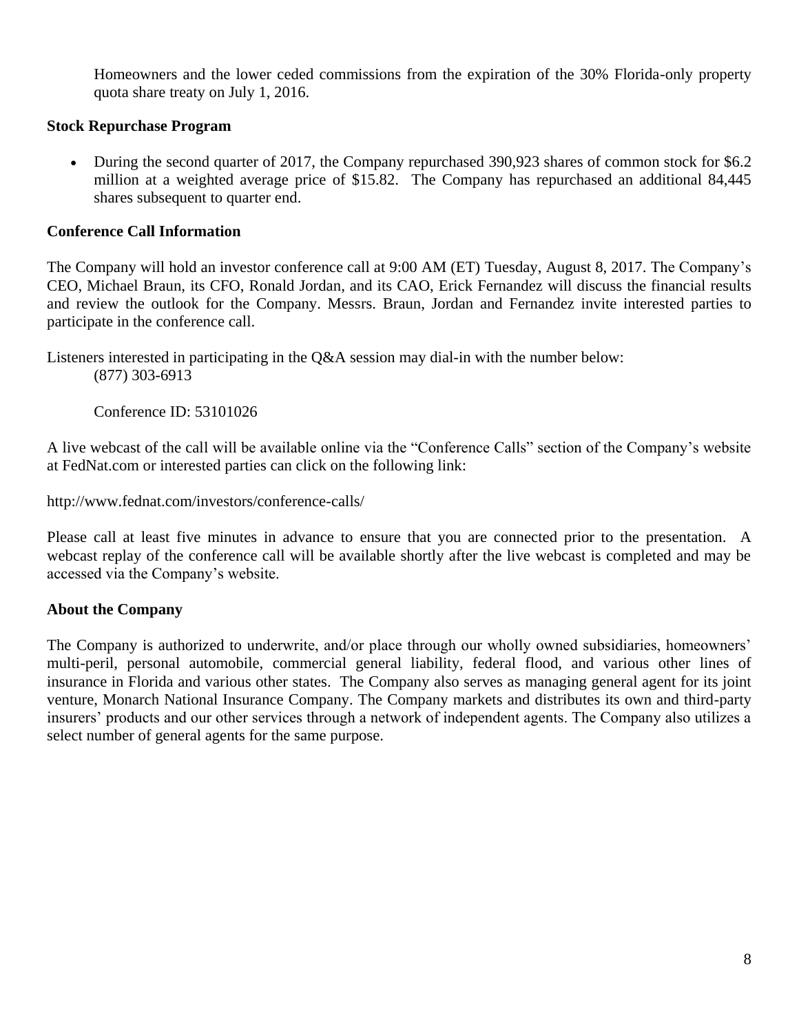Homeowners and the lower ceded commissions from the expiration of the 30% Florida-only property quota share treaty on July 1, 2016.

**Stock Repurchase Program**

- During the second quarter of 2017, the Company repurchased 390,923 shares of common stock for $6.2 million at a weighted average price of $15.82. The Company has repurchased an additional 84,445 shares subsequent to quarter end.

**Conference Call Information**

The Company will hold an investor conference call at 9:00 AM (ET) Tuesday, August 8, 2017. The Company's CEO, Michael Braun, its CFO, Ronald Jordan, and its CAO, Erick Fernandez will discuss the financial results and review the outlook for the Company. Messrs. Braun, Jordan and Fernandez invite interested parties to participate in the conference call.

Listeners interested in participating in the Q&A session may dial-in with the number below:

(877) 303-6913

Conference ID: 53101026

A live webcast of the call will be available online via the "Conference Calls" section of the Company's website at FedNat.com or interested parties can click on the following link:

http://www.fednat.com/investors/conference-calls/

Please call at least five minutes in advance to ensure that you are connected prior to the presentation. A webcast replay of the conference call will be available shortly after the live webcast is completed and may be accessed via the Company's website.

**About the Company**

The Company is authorized to underwrite, and/or place through our wholly owned subsidiaries, homeowners' multi-peril, personal automobile, commercial general liability, federal flood, and various other lines of insurance in Florida and various other states. The Company also serves as managing general agent for its joint venture, Monarch National Insurance Company. The Company markets and distributes its own and third-party insurers' products and our other services through a network of independent agents. The Company also utilizes a select number of general agents for the same purpose.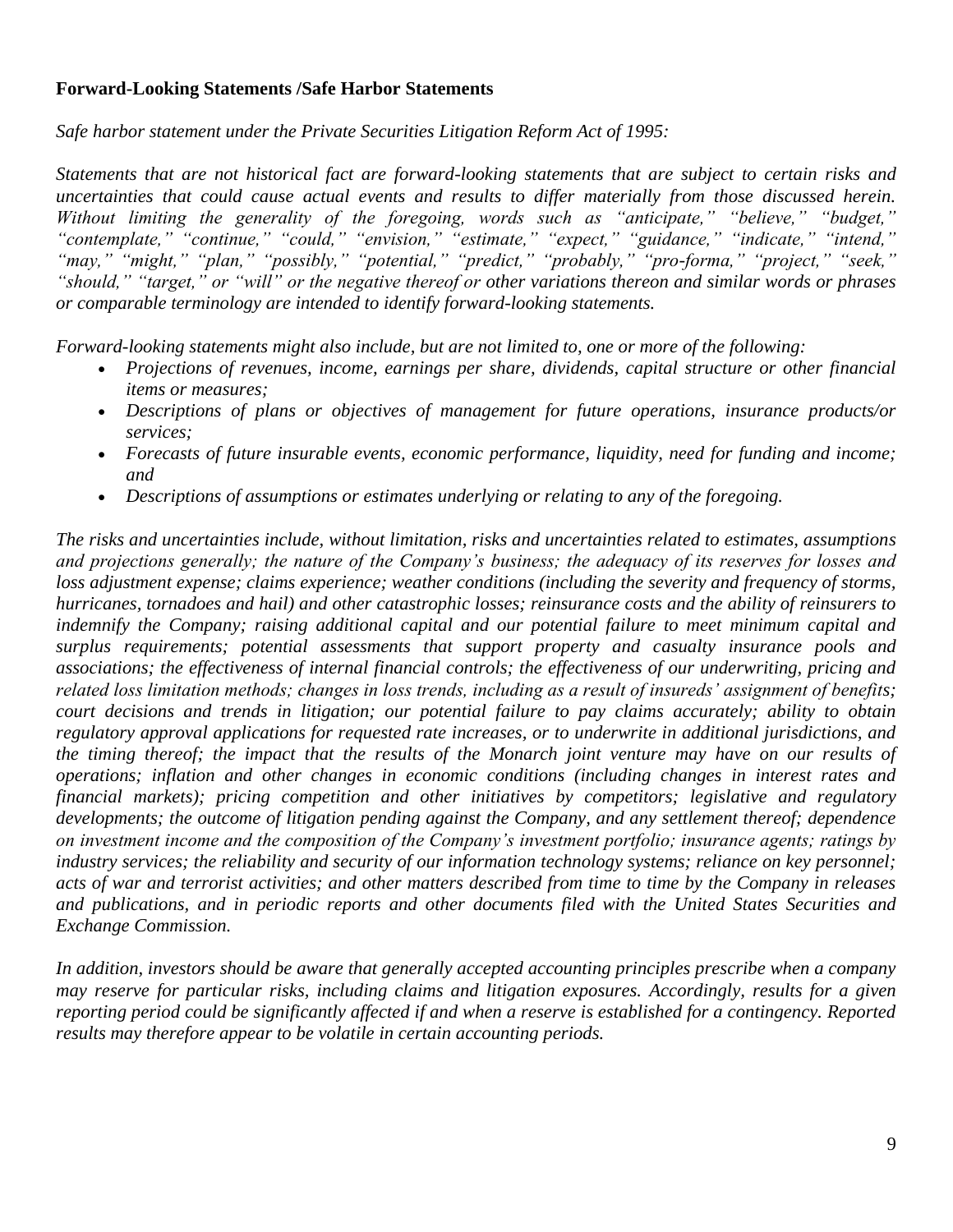**Forward-Looking Statements /Safe Harbor Statements**

*Safe harbor statement under the Private Securities Litigation Reform Act of 1995:*

*Statements that are not historical fact are forward-looking statements that are subject to certain risks and uncertainties that could cause actual events and results to differ materially from those discussed herein. Without limiting the generality of the foregoing, words such as "anticipate," "believe," "budget," "contemplate," "continue," "could," "envision," "estimate," "expect," "guidance," "indicate," "intend," "may," "might," "plan," "possibly," "potential," "predict," "probably," "pro-forma," "project," "seek," "should," "target," or "will" or the negative thereof or other variations thereon and similar words or phrases or comparable terminology are intended to identify forward-looking statements.*

*Forward-looking statements might also include, but are not limited to, one or more of the following:*

- *Projections of revenues, income, earnings per share, dividends, capital structure or other financial items or measures;*
- *Descriptions of plans or objectives of management for future operations, insurance products/or services;*
- *Forecasts of future insurable events, economic performance, liquidity, need for funding and income; and*
- *Descriptions of assumptions or estimates underlying or relating to any of the foregoing.*

*The risks and uncertainties include, without limitation, risks and uncertainties related to estimates, assumptions and projections generally; the nature of the Company's business; the adequacy of its reserves for losses and loss adjustment expense; claims experience; weather conditions (including the severity and frequency of storms, hurricanes, tornadoes and hail) and other catastrophic losses; reinsurance costs and the ability of reinsurers to indemnify the Company; raising additional capital and our potential failure to meet minimum capital and surplus requirements; potential assessments that support property and casualty insurance pools and associations; the effectiveness of internal financial controls; the effectiveness of our underwriting, pricing and related loss limitation methods; changes in loss trends, including as a result of insureds' assignment of benefits; court decisions and trends in litigation; our potential failure to pay claims accurately; ability to obtain regulatory approval applications for requested rate increases, or to underwrite in additional jurisdictions, and the timing thereof; the impact that the results of the Monarch joint venture may have on our results of operations; inflation and other changes in economic conditions (including changes in interest rates and financial markets); pricing competition and other initiatives by competitors; legislative and regulatory developments; the outcome of litigation pending against the Company, and any settlement thereof; dependence on investment income and the composition of the Company's investment portfolio; insurance agents; ratings by industry services; the reliability and security of our information technology systems; reliance on key personnel; acts of war and terrorist activities; and other matters described from time to time by the Company in releases and publications, and in periodic reports and other documents filed with the United States Securities and Exchange Commission.*

*In addition, investors should be aware that generally accepted accounting principles prescribe when a company may reserve for particular risks, including claims and litigation exposures. Accordingly, results for a given reporting period could be significantly affected if and when a reserve is established for a contingency. Reported results may therefore appear to be volatile in certain accounting periods.*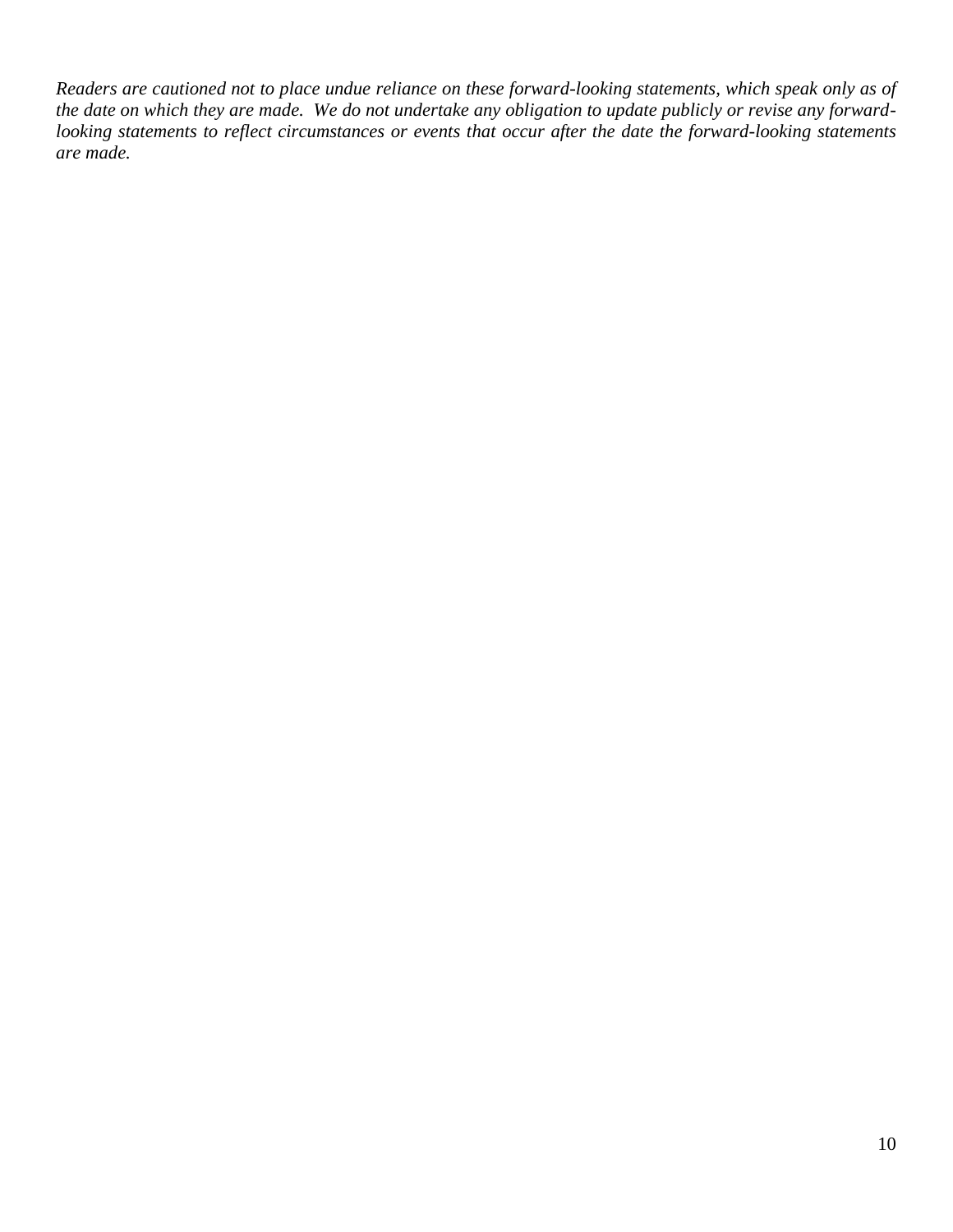*Readers are cautioned not to place undue reliance on these forward-looking statements, which speak only as of the date on which they are made. We do not undertake any obligation to update publicly or revise any forward-looking statements to reflect circumstances or events that occur after the date the forward-looking statements are made.*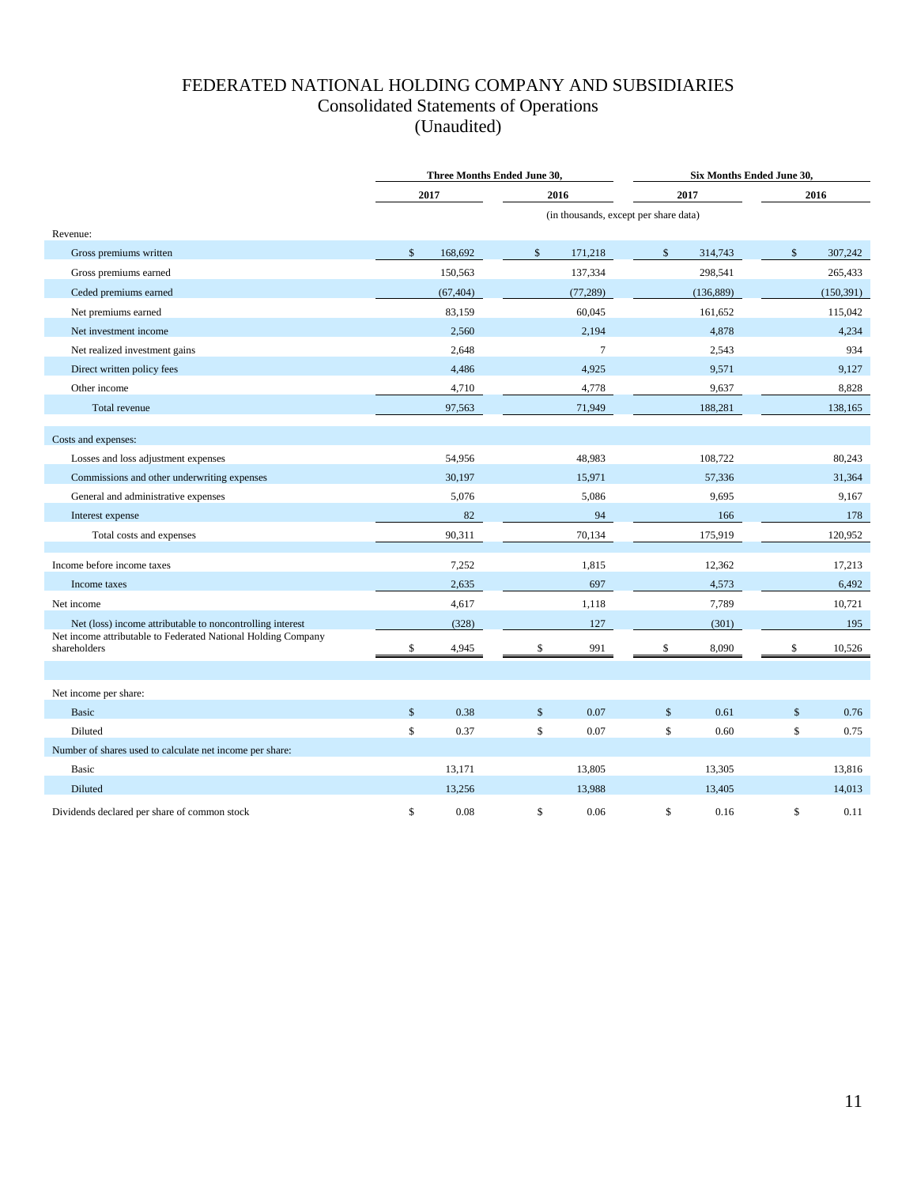# FEDERATED NATIONAL HOLDING COMPANY AND SUBSIDIARIES
## Consolidated Statements of Operations
## (Unaudited)

| | Three Months Ended June 30, | | Six Months Ended June 30, | |
|---|---|---|---|---|
| | 2017 | 2016 | 2017 | 2016 |
| | (in thousands, except per share data) | | | |
| Revenue: | | | | |
| Gross premiums written | $ 168,692 | $ 171,218 | $ 314,743 | $ 307,242 |
| Gross premiums earned | 150,563 | 137,334 | 298,541 | 265,433 |
| Ceded premiums earned | (67,404) | (77,289) | (136,889) | (150,391) |
| Net premiums earned | 83,159 | 60,045 | 161,652 | 115,042 |
| Net investment income | 2,560 | 2,194 | 4,878 | 4,234 |
| Net realized investment gains | 2,648 | 7 | 2,543 | 934 |
| Direct written policy fees | 4,486 | 4,925 | 9,571 | 9,127 |
| Other income | 4,710 | 4,778 | 9,637 | 8,828 |
| Total revenue | 97,563 | 71,949 | 188,281 | 138,165 |
| Costs and expenses: | | | | |
| Losses and loss adjustment expenses | 54,956 | 48,983 | 108,722 | 80,243 |
| Commissions and other underwriting expenses | 30,197 | 15,971 | 57,336 | 31,364 |
| General and administrative expenses | 5,076 | 5,086 | 9,695 | 9,167 |
| Interest expense | 82 | 94 | 166 | 178 |
| Total costs and expenses | 90,311 | 70,134 | 175,919 | 120,952 |
| Income before income taxes | 7,252 | 1,815 | 12,362 | 17,213 |
| Income taxes | 2,635 | 697 | 4,573 | 6,492 |
| Net income | 4,617 | 1,118 | 7,789 | 10,721 |
| Net (loss) income attributable to noncontrolling interest | (328) | 127 | (301) | 195 |
| Net income attributable to Federated National Holding Company shareholders | $ 4,945 | $ 991 | $ 8,090 | $ 10,526 |
| Net income per share: | | | | |
| Basic | $ 0.38 | $ 0.07 | $ 0.61 | $ 0.76 |
| Diluted | $ 0.37 | $ 0.07 | $ 0.60 | $ 0.75 |
| Number of shares used to calculate net income per share: | | | | |
| Basic | 13,171 | 13,805 | 13,305 | 13,816 |
| Diluted | 13,256 | 13,988 | 13,405 | 14,013 |
| Dividends declared per share of common stock | $ 0.08 | $ 0.06 | $ 0.16 | $ 0.11 |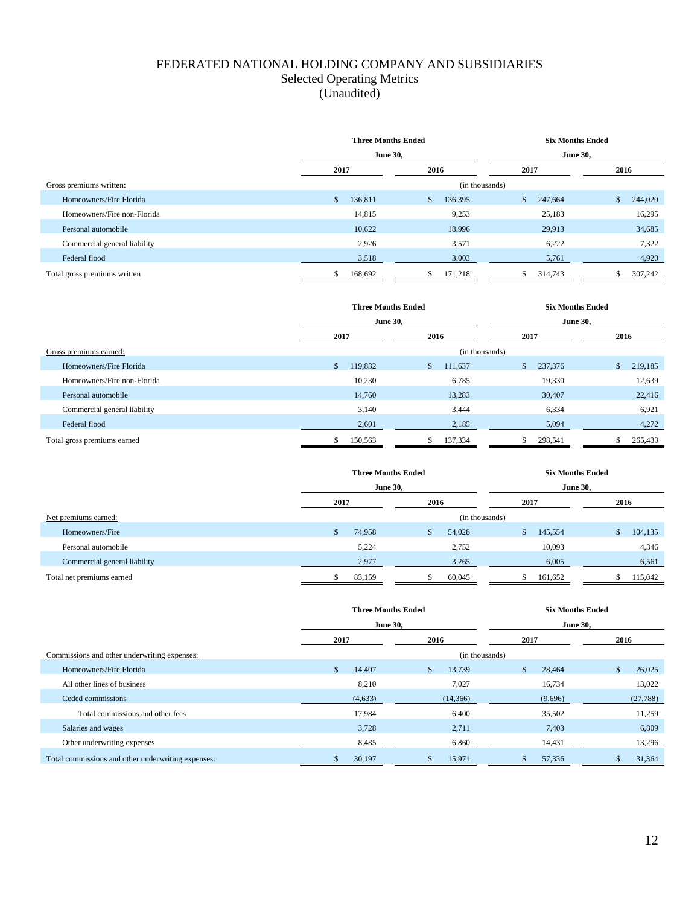# FEDERATED NATIONAL HOLDING COMPANY AND SUBSIDIARIES
## Selected Operating Metrics
## (Unaudited)

| | Three Months Ended June 30, | | Six Months Ended June 30, | |
|---|---|---|---|---|
| | 2017 | 2016 | 2017 | 2016 |
| Gross premiums written: | (in thousands) | | | |
| Homeowners/Fire Florida | $ 136,811 | $ 136,395 | $ 247,664 | $ 244,020 |
| Homeowners/Fire non-Florida | 14,815 | 9,253 | 25,183 | 16,295 |
| Personal automobile | 10,622 | 18,996 | 29,913 | 34,685 |
| Commercial general liability | 2,926 | 3,571 | 6,222 | 7,322 |
| Federal flood | 3,518 | 3,003 | 5,761 | 4,920 |
| Total gross premiums written | $ 168,692 | $ 171,218 | $ 314,743 | $ 307,242 |

| | Three Months Ended June 30, | | Six Months Ended June 30, | |
|---|---|---|---|---|
| | 2017 | 2016 | 2017 | 2016 |
| Gross premiums earned: | (in thousands) | | | |
| Homeowners/Fire Florida | $ 119,832 | $ 111,637 | $ 237,376 | $ 219,185 |
| Homeowners/Fire non-Florida | 10,230 | 6,785 | 19,330 | 12,639 |
| Personal automobile | 14,760 | 13,283 | 30,407 | 22,416 |
| Commercial general liability | 3,140 | 3,444 | 6,334 | 6,921 |
| Federal flood | 2,601 | 2,185 | 5,094 | 4,272 |
| Total gross premiums earned | $ 150,563 | $ 137,334 | $ 298,541 | $ 265,433 |

| | Three Months Ended June 30, | | Six Months Ended June 30, | |
|---|---|---|---|---|
| | 2017 | 2016 | 2017 | 2016 |
| Net premiums earned: | (in thousands) | | | |
| Homeowners/Fire | $ 74,958 | $ 54,028 | $ 145,554 | $ 104,135 |
| Personal automobile | 5,224 | 2,752 | 10,093 | 4,346 |
| Commercial general liability | 2,977 | 3,265 | 6,005 | 6,561 |
| Total net premiums earned | $ 83,159 | $ 60,045 | $ 161,652 | $ 115,042 |

| | Three Months Ended June 30, | | Six Months Ended June 30, | |
|---|---|---|---|---|
| | 2017 | 2016 | 2017 | 2016 |
| Commissions and other underwriting expenses: | (in thousands) | | | |
| Homeowners/Fire Florida | $ 14,407 | $ 13,739 | $ 28,464 | $ 26,025 |
| All other lines of business | 8,210 | 7,027 | 16,734 | 13,022 |
| Ceded commissions | (4,633) | (14,366) | (9,696) | (27,788) |
| Total commissions and other fees | 17,984 | 6,400 | 35,502 | 11,259 |
| Salaries and wages | 3,728 | 2,711 | 7,403 | 6,809 |
| Other underwriting expenses | 8,485 | 6,860 | 14,431 | 13,296 |
| Total commissions and other underwriting expenses: | $ 30,197 | $ 15,971 | $ 57,336 | $ 31,364 |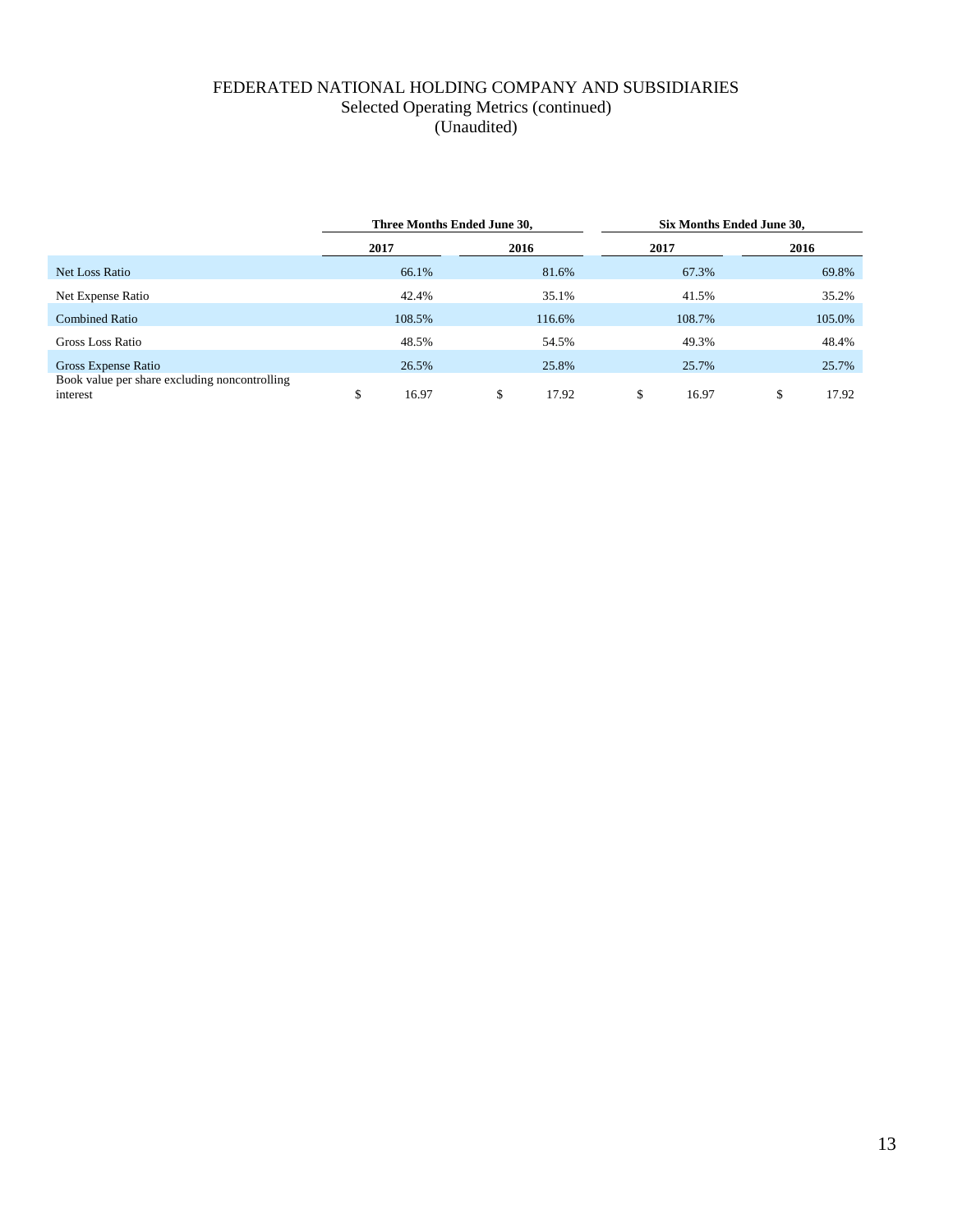# FEDERATED NATIONAL HOLDING COMPANY AND SUBSIDIARIES
Selected Operating Metrics (continued)
(Unaudited)

| | Three Months Ended June 30, | | Six Months Ended June 30, | |
|---|---|---|---|---|
| | 2017 | 2016 | 2017 | 2016 |
| Net Loss Ratio | 66.1% | 81.6% | 67.3% | 69.8% |
| Net Expense Ratio | 42.4% | 35.1% | 41.5% | 35.2% |
| Combined Ratio | 108.5% | 116.6% | 108.7% | 105.0% |
| Gross Loss Ratio | 48.5% | 54.5% | 49.3% | 48.4% |
| Gross Expense Ratio | 26.5% | 25.8% | 25.7% | 25.7% |
| Book value per share excluding noncontrolling interest | $ 16.97 | $ 17.92 | $ 16.97 | $ 17.92 |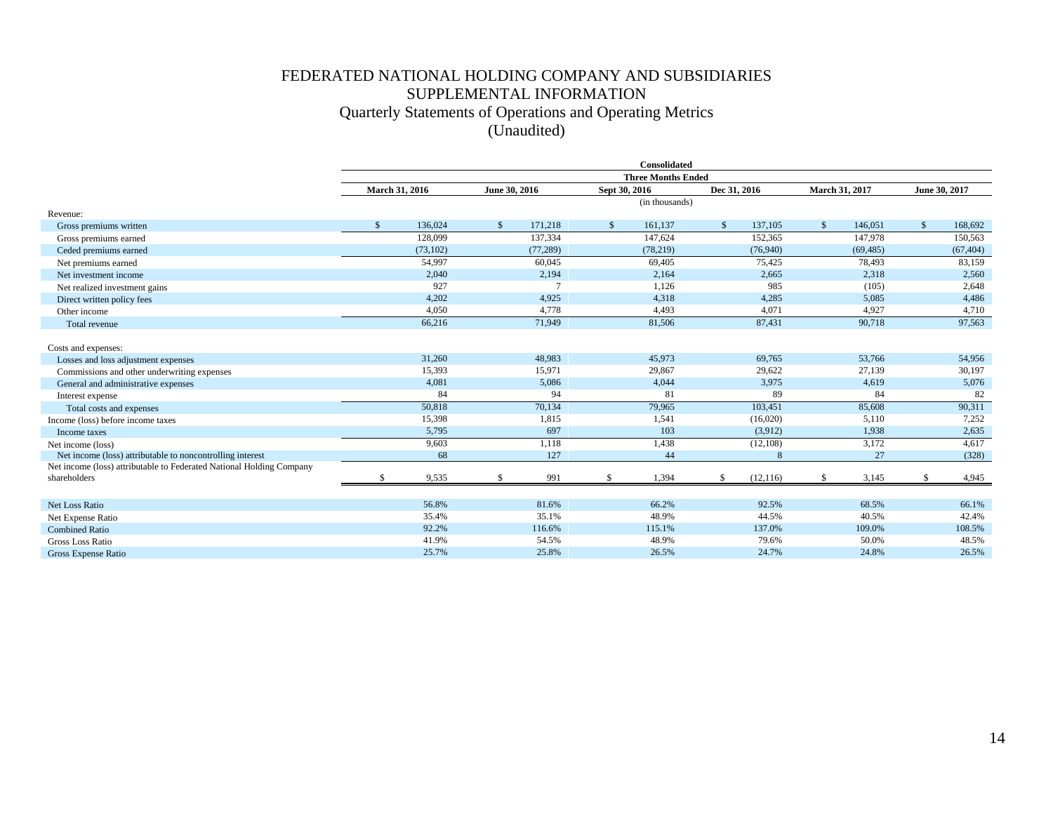# FEDERATED NATIONAL HOLDING COMPANY AND SUBSIDIARIES

## SUPPLEMENTAL INFORMATION

### Quarterly Statements of Operations and Operating Metrics

(Unaudited)

| | Consolidated | | | | | |
|---|---|---|---|---|---|---|
| | Three Months Ended | | | | | |
| | March 31, 2016 | June 30, 2016 | Sept 30, 2016 | Dec 31, 2016 | March 31, 2017 | June 30, 2017 |
| | (in thousands) | | | | | |
| Revenue: | | | | | | |
| Gross premiums written | $ 136,024 | $ 171,218 | $ 161,137 | $ 137,105 | $ 146,051 | $ 168,692 |
| Gross premiums earned | 128,099 | 137,334 | 147,624 | 152,365 | 147,978 | 150,563 |
| Ceded premiums earned | (73,102) | (77,289) | (78,219) | (76,940) | (69,485) | (67,404) |
| Net premiums earned | 54,997 | 60,045 | 69,405 | 75,425 | 78,493 | 83,159 |
| Net investment income | 2,040 | 2,194 | 2,164 | 2,665 | 2,318 | 2,560 |
| Net realized investment gains | 927 | 7 | 1,126 | 985 | (105) | 2,648 |
| Direct written policy fees | 4,202 | 4,925 | 4,318 | 4,285 | 5,085 | 4,486 |
| Other income | 4,050 | 4,778 | 4,493 | 4,071 | 4,927 | 4,710 |
| Total revenue | 66,216 | 71,949 | 81,506 | 87,431 | 90,718 | 97,563 |
| Costs and expenses: | | | | | | |
| Losses and loss adjustment expenses | 31,260 | 48,983 | 45,973 | 69,765 | 53,766 | 54,956 |
| Commissions and other underwriting expenses | 15,393 | 15,971 | 29,867 | 29,622 | 27,139 | 30,197 |
| General and administrative expenses | 4,081 | 5,086 | 4,044 | 3,975 | 4,619 | 5,076 |
| Interest expense | 84 | 94 | 81 | 89 | 84 | 82 |
| Total costs and expenses | 50,818 | 70,134 | 79,965 | 103,451 | 85,608 | 90,311 |
| Income (loss) before income taxes | 15,398 | 1,815 | 1,541 | (16,020) | 5,110 | 7,252 |
| Income taxes | 5,795 | 697 | 103 | (3,912) | 1,938 | 2,635 |
| Net income (loss) | 9,603 | 1,118 | 1,438 | (12,108) | 3,172 | 4,617 |
| Net income (loss) attributable to noncontrolling interest | 68 | 127 | 44 | 8 | 27 | (328) |
| Net income (loss) attributable to Federated National Holding Company shareholders | $ 9,535 | $ 991 | $ 1,394 | $ (12,116) | $ 3,145 | $ 4,945 |
| Net Loss Ratio | 56.8% | 81.6% | 66.2% | 92.5% | 68.5% | 66.1% |
| Net Expense Ratio | 35.4% | 35.1% | 48.9% | 44.5% | 40.5% | 42.4% |
| Combined Ratio | 92.2% | 116.6% | 115.1% | 137.0% | 109.0% | 108.5% |
| Gross Loss Ratio | 41.9% | 54.5% | 48.9% | 79.6% | 50.0% | 48.5% |
| Gross Expense Ratio | 25.7% | 25.8% | 26.5% | 24.7% | 24.8% | 26.5% |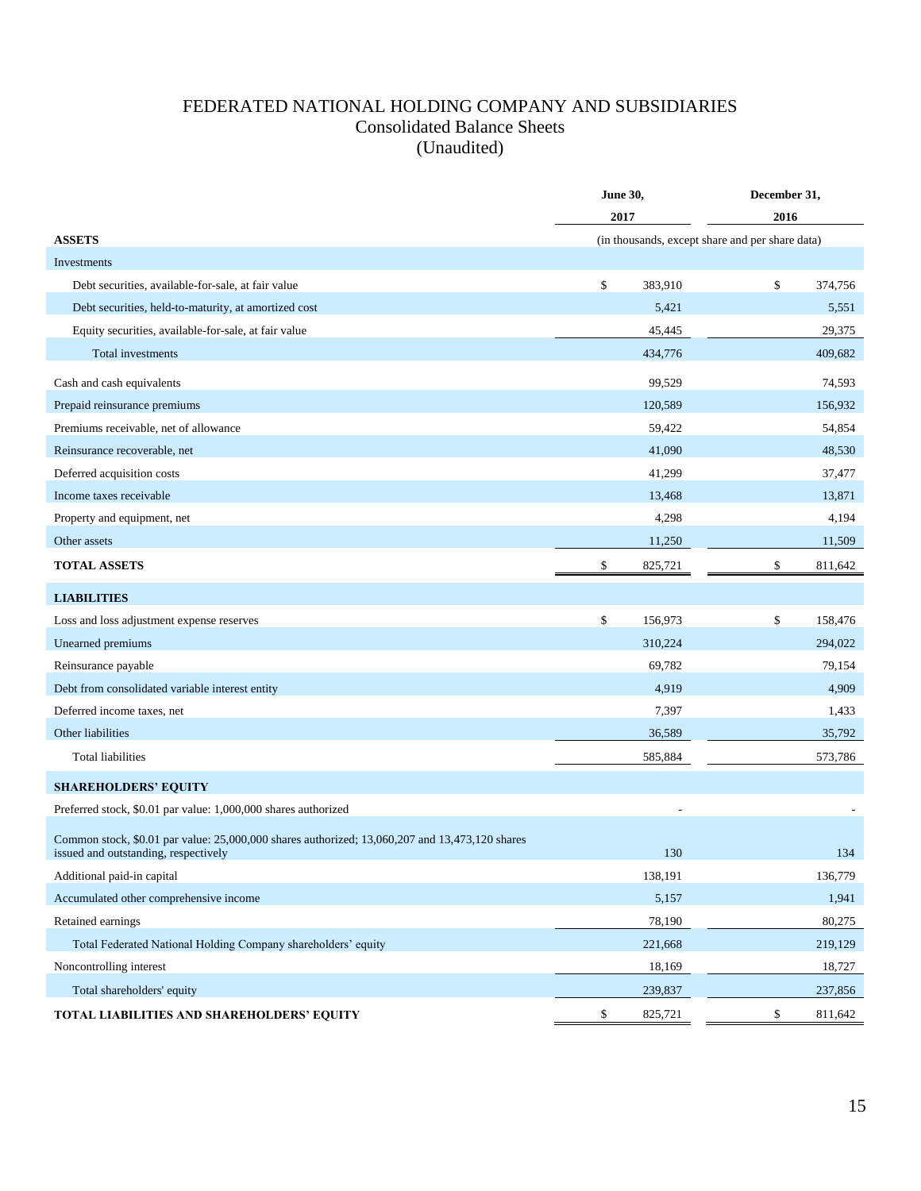# FEDERATED NATIONAL HOLDING COMPANY AND SUBSIDIARIES

## Consolidated Balance Sheets

## (Unaudited)

| | June 30, 2017 | December 31, 2016 |
|---|---|---|
| **ASSETS** | (in thousands, except share and per share data) | |
| Investments | | |
| Debt securities, available-for-sale, at fair value | $ 383,910 | $ 374,756 |
| Debt securities, held-to-maturity, at amortized cost | 5,421 | 5,551 |
| Equity securities, available-for-sale, at fair value | 45,445 | 29,375 |
| Total investments | 434,776 | 409,682 |
| Cash and cash equivalents | 99,529 | 74,593 |
| Prepaid reinsurance premiums | 120,589 | 156,932 |
| Premiums receivable, net of allowance | 59,422 | 54,854 |
| Reinsurance recoverable, net | 41,090 | 48,530 |
| Deferred acquisition costs | 41,299 | 37,477 |
| Income taxes receivable | 13,468 | 13,871 |
| Property and equipment, net | 4,298 | 4,194 |
| Other assets | 11,250 | 11,509 |
| **TOTAL ASSETS** | $ 825,721 | $ 811,642 |
| **LIABILITIES** | | |
| Loss and loss adjustment expense reserves | $ 156,973 | $ 158,476 |
| Unearned premiums | 310,224 | 294,022 |
| Reinsurance payable | 69,782 | 79,154 |
| Debt from consolidated variable interest entity | 4,919 | 4,909 |
| Deferred income taxes, net | 7,397 | 1,433 |
| Other liabilities | 36,589 | 35,792 |
| Total liabilities | 585,884 | 573,786 |
| **SHAREHOLDERS' EQUITY** | | |
| Preferred stock, $0.01 par value: 1,000,000 shares authorized | - | - |
| Common stock, $0.01 par value: 25,000,000 shares authorized; 13,060,207 and 13,473,120 shares issued and outstanding, respectively | 130 | 134 |
| Additional paid-in capital | 138,191 | 136,779 |
| Accumulated other comprehensive income | 5,157 | 1,941 |
| Retained earnings | 78,190 | 80,275 |
| Total Federated National Holding Company shareholders' equity | 221,668 | 219,129 |
| Noncontrolling interest | 18,169 | 18,727 |
| Total shareholders' equity | 239,837 | 237,856 |
| **TOTAL LIABILITIES AND SHAREHOLDERS' EQUITY** | $ 825,721 | $ 811,642 |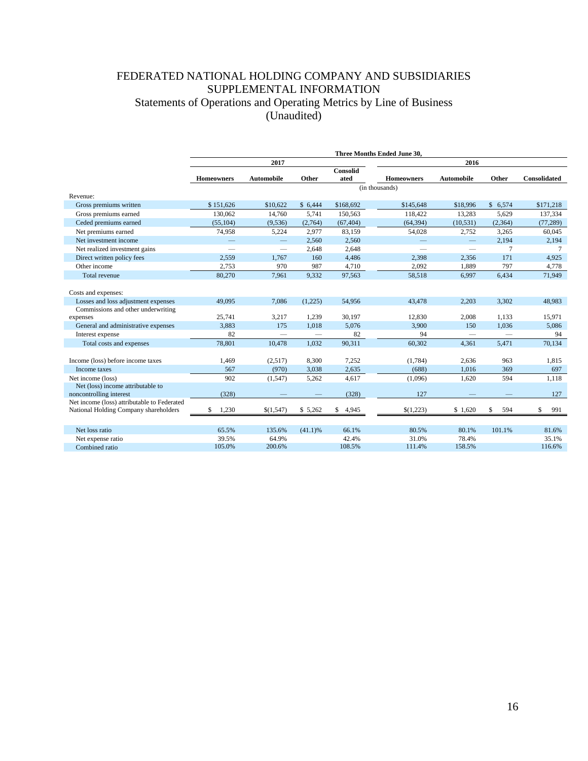# FEDERATED NATIONAL HOLDING COMPANY AND SUBSIDIARIES
## SUPPLEMENTAL INFORMATION
### Statements of Operations and Operating Metrics by Line of Business
### (Unaudited)

| | Three Months Ended June 30, | | | | | | | |
|---|---|---|---|---|---|---|---|---|
| | 2017 | | | | 2016 | | | |
| | Homeowners | Automobile | Other | Consolidated | Homeowners | Automobile | Other | Consolidated |
| | (in thousands) | | | | | | | |
| Revenue: | | | | | | | | |
| Gross premiums written | $ 151,626 | $10,622 | $ 6,444 | $168,692 | $145,648 | $18,996 | $ 6,574 | $171,218 |
| Gross premiums earned | 130,062 | 14,760 | 5,741 | 150,563 | 118,422 | 13,283 | 5,629 | 137,334 |
| Ceded premiums earned | (55,104) | (9,536) | (2,764) | (67,404) | (64,394) | (10,531) | (2,364) | (77,289) |
| Net premiums earned | 74,958 | 5,224 | 2,977 | 83,159 | 54,028 | 2,752 | 3,265 | 60,045 |
| Net investment income | — | — | 2,560 | 2,560 | — | — | 2,194 | 2,194 |
| Net realized investment gains | — | — | 2,648 | 2,648 | — | — | 7 | 7 |
| Direct written policy fees | 2,559 | 1,767 | 160 | 4,486 | 2,398 | 2,356 | 171 | 4,925 |
| Other income | 2,753 | 970 | 987 | 4,710 | 2,092 | 1,889 | 797 | 4,778 |
| Total revenue | 80,270 | 7,961 | 9,332 | 97,563 | 58,518 | 6,997 | 6,434 | 71,949 |
| Costs and expenses: | | | | | | | | |
| Losses and loss adjustment expenses | 49,095 | 7,086 | (1,225) | 54,956 | 43,478 | 2,203 | 3,302 | 48,983 |
| Commissions and other underwriting expenses | 25,741 | 3,217 | 1,239 | 30,197 | 12,830 | 2,008 | 1,133 | 15,971 |
| General and administrative expenses | 3,883 | 175 | 1,018 | 5,076 | 3,900 | 150 | 1,036 | 5,086 |
| Interest expense | 82 | — | — | 82 | 94 | — | — | 94 |
| Total costs and expenses | 78,801 | 10,478 | 1,032 | 90,311 | 60,302 | 4,361 | 5,471 | 70,134 |
| Income (loss) before income taxes | 1,469 | (2,517) | 8,300 | 7,252 | (1,784) | 2,636 | 963 | 1,815 |
| Income taxes | 567 | (970) | 3,038 | 2,635 | (688) | 1,016 | 369 | 697 |
| Net income (loss) | 902 | (1,547) | 5,262 | 4,617 | (1,096) | 1,620 | 594 | 1,118 |
| Net (loss) income attributable to noncontrolling interest | (328) | — | — | (328) | 127 | — | — | 127 |
| Net income (loss) attributable to Federated National Holding Company shareholders | $ 1,230 | $(1,547) | $ 5,262 | $ 4,945 | $(1,223) | $ 1,620 | $ 594 | $ 991 |
| Net loss ratio | 65.5% | 135.6% | (41.1)% | 66.1% | 80.5% | 80.1% | 101.1% | 81.6% |
| Net expense ratio | 39.5% | 64.9% | | 42.4% | 31.0% | 78.4% | | 35.1% |
| Combined ratio | 105.0% | 200.6% | | 108.5% | 111.4% | 158.5% | | 116.6% |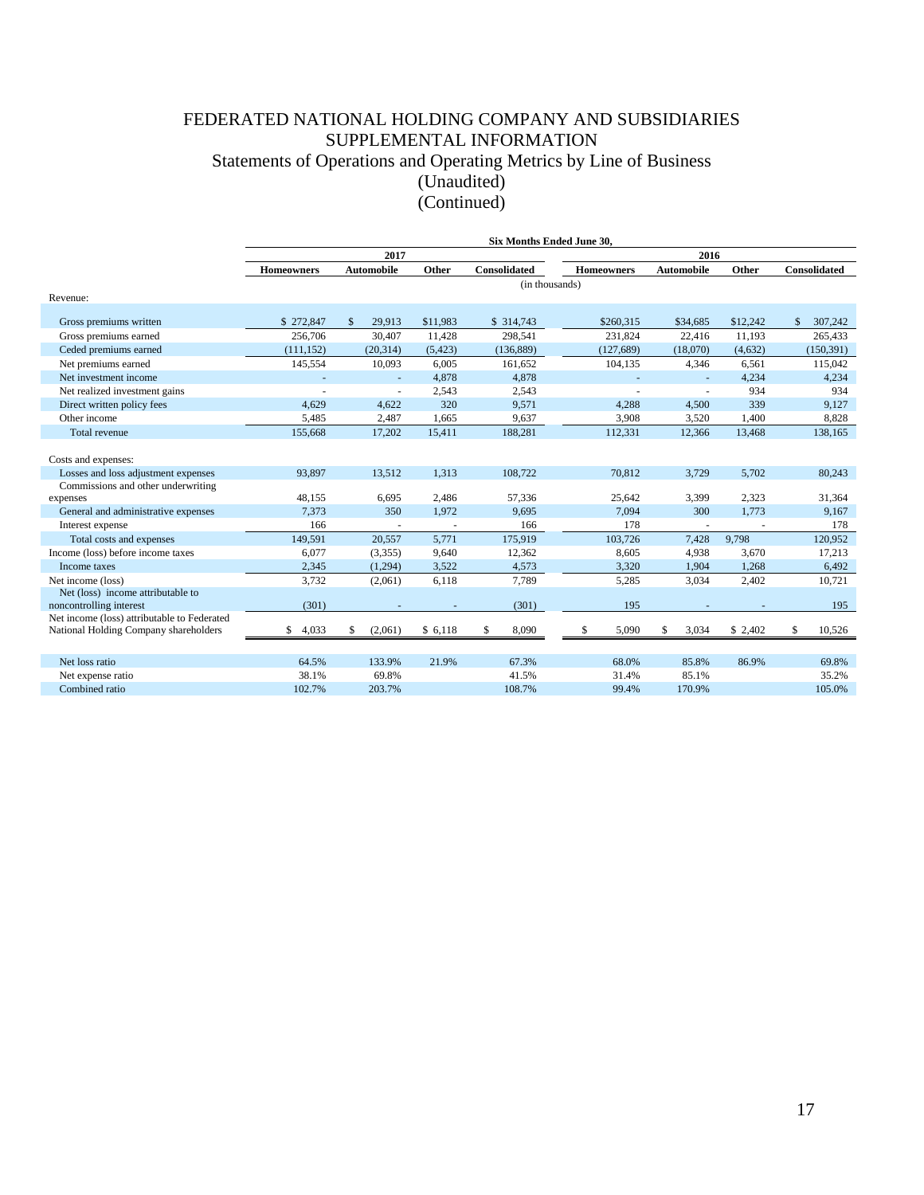# FEDERATED NATIONAL HOLDING COMPANY AND SUBSIDIARIES
## SUPPLEMENTAL INFORMATION
### Statements of Operations and Operating Metrics by Line of Business
### (Unaudited)
### (Continued)

| | Six Months Ended June 30, | | | | | | | |
|---|---|---|---|---|---|---|---|---|
| | 2017 | | | | 2016 | | | |
| | Homeowners | Automobile | Other | Consolidated | Homeowners | Automobile | Other | Consolidated |
| | (in thousands) | | | | | | | |
| Revenue: | | | | | | | | |
| Gross premiums written | $ 272,847 | $ 29,913 | $11,983 | $ 314,743 | $260,315 | $34,685 | $12,242 | $ 307,242 |
| Gross premiums earned | 256,706 | 30,407 | 11,428 | 298,541 | 231,824 | 22,416 | 11,193 | 265,433 |
| Ceded premiums earned | (111,152) | (20,314) | (5,423) | (136,889) | (127,689) | (18,070) | (4,632) | (150,391) |
| Net premiums earned | 145,554 | 10,093 | 6,005 | 161,652 | 104,135 | 4,346 | 6,561 | 115,042 |
| Net investment income | - | - | 4,878 | 4,878 | - | - | 4,234 | 4,234 |
| Net realized investment gains | - | - | 2,543 | 2,543 | - | - | 934 | 934 |
| Direct written policy fees | 4,629 | 4,622 | 320 | 9,571 | 4,288 | 4,500 | 339 | 9,127 |
| Other income | 5,485 | 2,487 | 1,665 | 9,637 | 3,908 | 3,520 | 1,400 | 8,828 |
| Total revenue | 155,668 | 17,202 | 15,411 | 188,281 | 112,331 | 12,366 | 13,468 | 138,165 |
| Costs and expenses: | | | | | | | | |
| Losses and loss adjustment expenses | 93,897 | 13,512 | 1,313 | 108,722 | 70,812 | 3,729 | 5,702 | 80,243 |
| Commissions and other underwriting expenses | 48,155 | 6,695 | 2,486 | 57,336 | 25,642 | 3,399 | 2,323 | 31,364 |
| General and administrative expenses | 7,373 | 350 | 1,972 | 9,695 | 7,094 | 300 | 1,773 | 9,167 |
| Interest expense | 166 | - | - | 166 | 178 | - | - | 178 |
| Total costs and expenses | 149,591 | 20,557 | 5,771 | 175,919 | 103,726 | 7,428 | 9,798 | 120,952 |
| Income (loss) before income taxes | 6,077 | (3,355) | 9,640 | 12,362 | 8,605 | 4,938 | 3,670 | 17,213 |
| Income taxes | 2,345 | (1,294) | 3,522 | 4,573 | 3,320 | 1,904 | 1,268 | 6,492 |
| Net income (loss) | 3,732 | (2,061) | 6,118 | 7,789 | 5,285 | 3,034 | 2,402 | 10,721 |
| Net (loss) income attributable to noncontrolling interest | (301) | - | - | (301) | 195 | - | - | 195 |
| Net income (loss) attributable to Federated National Holding Company shareholders | $ 4,033 | $ (2,061) | $ 6,118 | $ 8,090 | $ 5,090 | $ 3,034 | $ 2,402 | $ 10,526 |
| Net loss ratio | 64.5% | 133.9% | 21.9% | 67.3% | 68.0% | 85.8% | 86.9% | 69.8% |
| Net expense ratio | 38.1% | 69.8% | | 41.5% | 31.4% | 85.1% | | 35.2% |
| Combined ratio | 102.7% | 203.7% | | 108.7% | 99.4% | 170.9% | | 105.0% |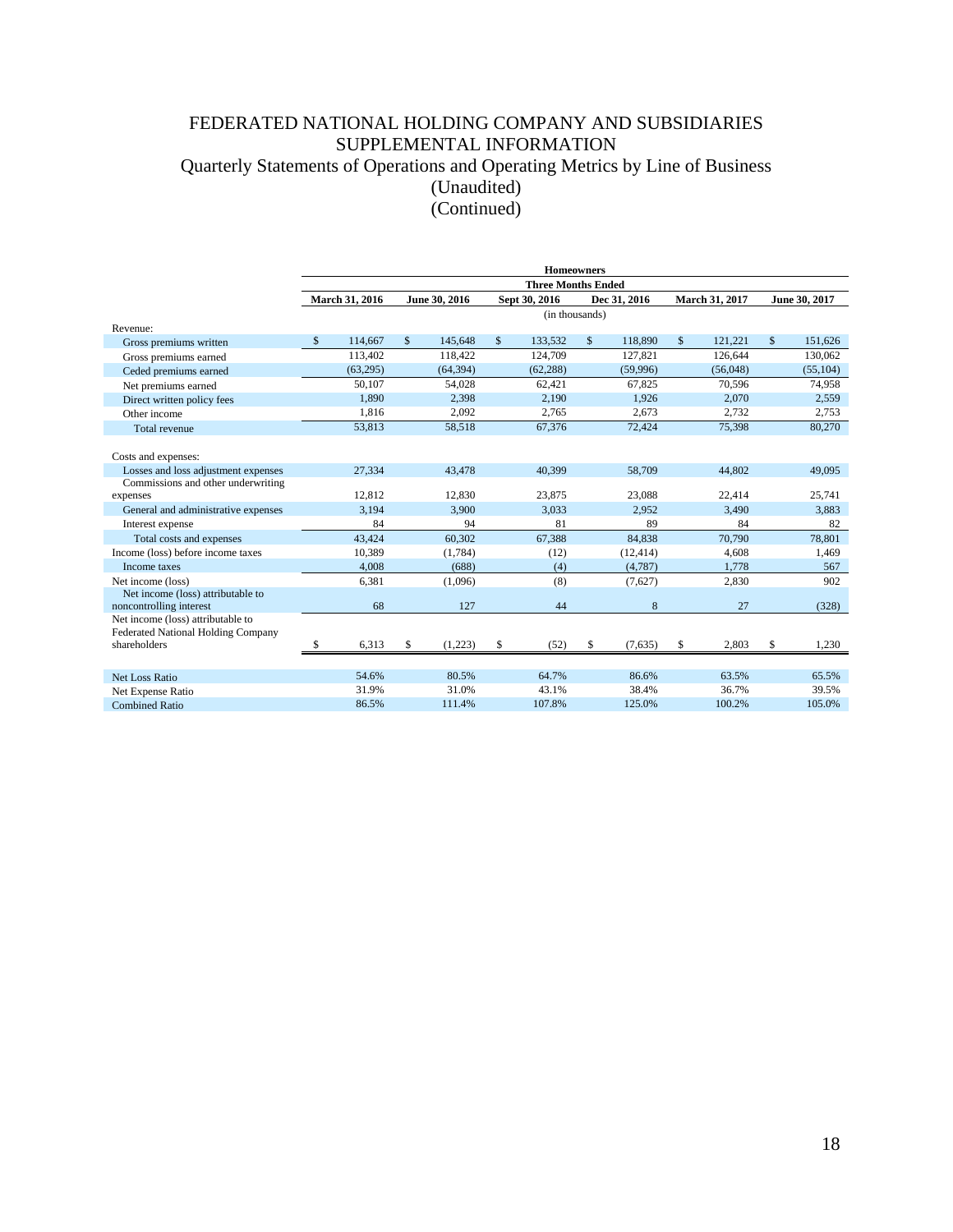# FEDERATED NATIONAL HOLDING COMPANY AND SUBSIDIARIES
## SUPPLEMENTAL INFORMATION
## Quarterly Statements of Operations and Operating Metrics by Line of Business
## (Unaudited)
## (Continued)

| | Homeowners | | | | | |
|---|---|---|---|---|---|---|
| | Three Months Ended | | | | | |
| | March 31, 2016 | June 30, 2016 | Sept 30, 2016 | Dec 31, 2016 | March 31, 2017 | June 30, 2017 |
| | (in thousands) | | | | | |
| Revenue: | | | | | | |
| Gross premiums written | $ 114,667 | $ 145,648 | $ 133,532 | $ 118,890 | $ 121,221 | $ 151,626 |
| Gross premiums earned | 113,402 | 118,422 | 124,709 | 127,821 | 126,644 | 130,062 |
| Ceded premiums earned | (63,295) | (64,394) | (62,288) | (59,996) | (56,048) | (55,104) |
| Net premiums earned | 50,107 | 54,028 | 62,421 | 67,825 | 70,596 | 74,958 |
| Direct written policy fees | 1,890 | 2,398 | 2,190 | 1,926 | 2,070 | 2,559 |
| Other income | 1,816 | 2,092 | 2,765 | 2,673 | 2,732 | 2,753 |
| Total revenue | 53,813 | 58,518 | 67,376 | 72,424 | 75,398 | 80,270 |
| | | | | | | |
| Costs and expenses: | | | | | | |
| Losses and loss adjustment expenses | 27,334 | 43,478 | 40,399 | 58,709 | 44,802 | 49,095 |
| Commissions and other underwriting expenses | 12,812 | 12,830 | 23,875 | 23,088 | 22,414 | 25,741 |
| General and administrative expenses | 3,194 | 3,900 | 3,033 | 2,952 | 3,490 | 3,883 |
| Interest expense | 84 | 94 | 81 | 89 | 84 | 82 |
| Total costs and expenses | 43,424 | 60,302 | 67,388 | 84,838 | 70,790 | 78,801 |
| Income (loss) before income taxes | 10,389 | (1,784) | (12) | (12,414) | 4,608 | 1,469 |
| Income taxes | 4,008 | (688) | (4) | (4,787) | 1,778 | 567 |
| Net income (loss) | 6,381 | (1,096) | (8) | (7,627) | 2,830 | 902 |
| Net income (loss) attributable to noncontrolling interest | 68 | 127 | 44 | 8 | 27 | (328) |
| Net income (loss) attributable to Federated National Holding Company shareholders | $ 6,313 | $ (1,223) | $ (52) | $ (7,635) | $ 2,803 | $ 1,230 |
| | | | | | | |
| Net Loss Ratio | 54.6% | 80.5% | 64.7% | 86.6% | 63.5% | 65.5% |
| Net Expense Ratio | 31.9% | 31.0% | 43.1% | 38.4% | 36.7% | 39.5% |
| Combined Ratio | 86.5% | 111.4% | 107.8% | 125.0% | 100.2% | 105.0% |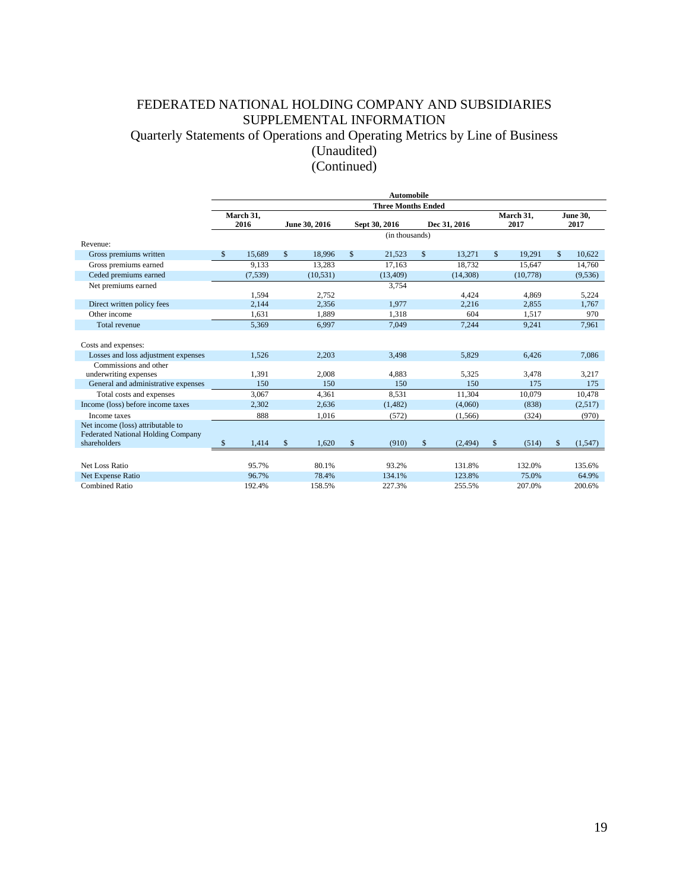# FEDERATED NATIONAL HOLDING COMPANY AND SUBSIDIARIES
## SUPPLEMENTAL INFORMATION
### Quarterly Statements of Operations and Operating Metrics by Line of Business
### (Unaudited)
### (Continued)

| | Automobile | | | | | |
|---|---|---|---|---|---|---|
| | Three Months Ended | | | | | |
| | March 31, 2016 | June 30, 2016 | Sept 30, 2016 | Dec 31, 2016 | March 31, 2017 | June 30, 2017 |
| | (in thousands) | | | | | |
| Revenue: | | | | | | |
| Gross premiums written | $ 15,689 | $ 18,996 | $ 21,523 | $ 13,271 | $ 19,291 | $ 10,622 |
| Gross premiums earned | 9,133 | 13,283 | 17,163 | 18,732 | 15,647 | 14,760 |
| Ceded premiums earned | (7,539) | (10,531) | (13,409) | (14,308) | (10,778) | (9,536) |
| Net premiums earned | 1,594 | 2,752 | 3,754 | 4,424 | 4,869 | 5,224 |
| Direct written policy fees | 2,144 | 2,356 | 1,977 | 2,216 | 2,855 | 1,767 |
| Other income | 1,631 | 1,889 | 1,318 | 604 | 1,517 | 970 |
| Total revenue | 5,369 | 6,997 | 7,049 | 7,244 | 9,241 | 7,961 |
| | | | | | | |
| Costs and expenses: | | | | | | |
| Losses and loss adjustment expenses | 1,526 | 2,203 | 3,498 | 5,829 | 6,426 | 7,086 |
| Commissions and other underwriting expenses | 1,391 | 2,008 | 4,883 | 5,325 | 3,478 | 3,217 |
| General and administrative expenses | 150 | 150 | 150 | 150 | 175 | 175 |
| Total costs and expenses | 3,067 | 4,361 | 8,531 | 11,304 | 10,079 | 10,478 |
| Income (loss) before income taxes | 2,302 | 2,636 | (1,482) | (4,060) | (838) | (2,517) |
| Income taxes | 888 | 1,016 | (572) | (1,566) | (324) | (970) |
| Net income (loss) attributable to Federated National Holding Company shareholders | $ 1,414 | $ 1,620 | $ (910) | $ (2,494) | $ (514) | $ (1,547) |
| | | | | | | |
| Net Loss Ratio | 95.7% | 80.1% | 93.2% | 131.8% | 132.0% | 135.6% |
| Net Expense Ratio | 96.7% | 78.4% | 134.1% | 123.8% | 75.0% | 64.9% |
| Combined Ratio | 192.4% | 158.5% | 227.3% | 255.5% | 207.0% | 200.6% |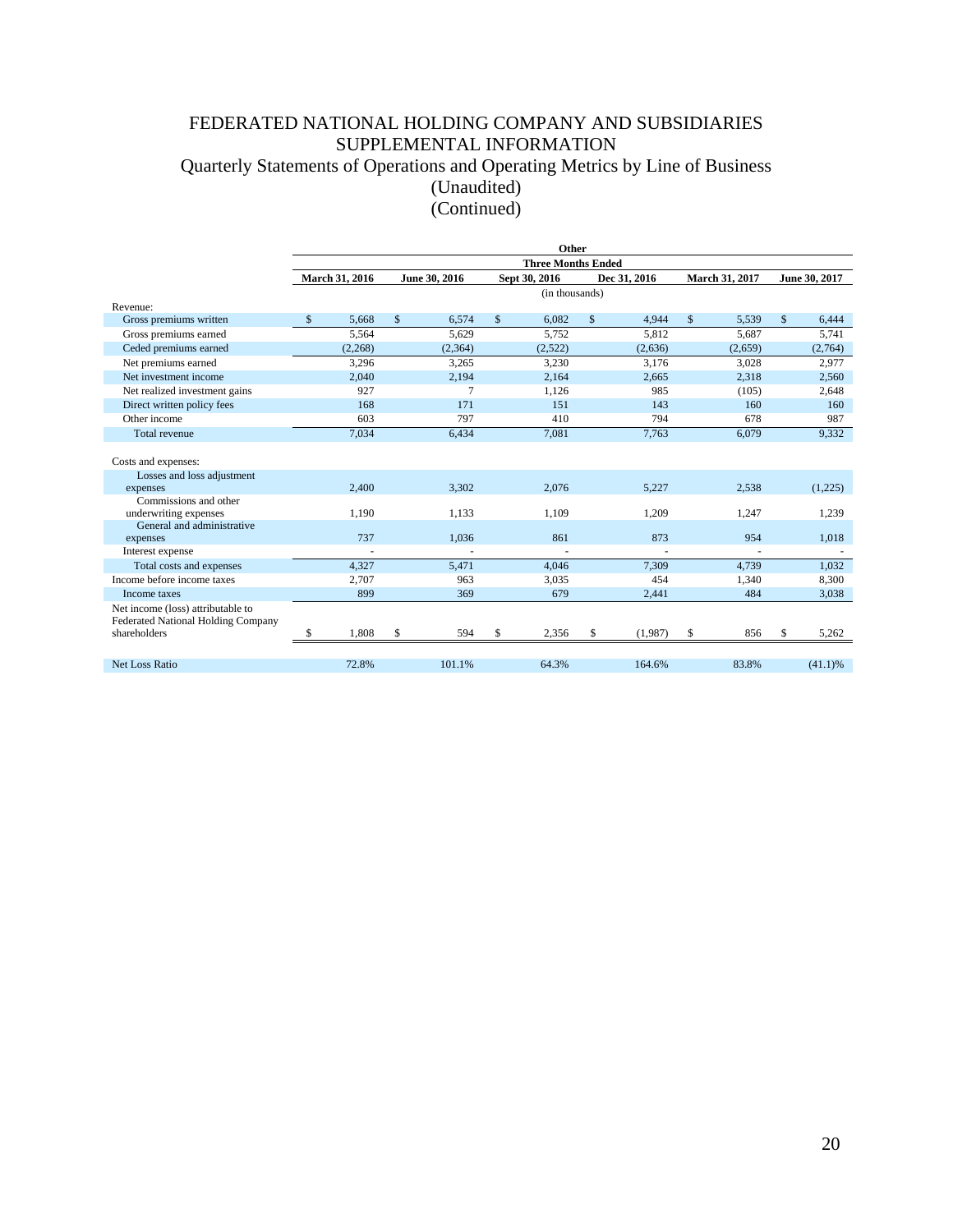# FEDERATED NATIONAL HOLDING COMPANY AND SUBSIDIARIES
## SUPPLEMENTAL INFORMATION
## Quarterly Statements of Operations and Operating Metrics by Line of Business
## (Unaudited)
## (Continued)

| | Other | | | | | |
|---|---|---|---|---|---|---|
| | Three Months Ended | | | | | |
| | March 31, 2016 | June 30, 2016 | Sept 30, 2016 | Dec 31, 2016 | March 31, 2017 | June 30, 2017 |
| | (in thousands) | | | | | |
| Revenue: | | | | | | |
| Gross premiums written | $ 5,668 | $ 6,574 | $ 6,082 | $ 4,944 | $ 5,539 | $ 6,444 |
| Gross premiums earned | 5,564 | 5,629 | 5,752 | 5,812 | 5,687 | 5,741 |
| Ceded premiums earned | (2,268) | (2,364) | (2,522) | (2,636) | (2,659) | (2,764) |
| Net premiums earned | 3,296 | 3,265 | 3,230 | 3,176 | 3,028 | 2,977 |
| Net investment income | 2,040 | 2,194 | 2,164 | 2,665 | 2,318 | 2,560 |
| Net realized investment gains | 927 | 7 | 1,126 | 985 | (105) | 2,648 |
| Direct written policy fees | 168 | 171 | 151 | 143 | 160 | 160 |
| Other income | 603 | 797 | 410 | 794 | 678 | 987 |
| Total revenue | 7,034 | 6,434 | 7,081 | 7,763 | 6,079 | 9,332 |
| Costs and expenses: | | | | | | |
| Losses and loss adjustment expenses | 2,400 | 3,302 | 2,076 | 5,227 | 2,538 | (1,225) |
| Commissions and other underwriting expenses | 1,190 | 1,133 | 1,109 | 1,209 | 1,247 | 1,239 |
| General and administrative expenses | 737 | 1,036 | 861 | 873 | 954 | 1,018 |
| Interest expense | - | - | - | - | - | - |
| Total costs and expenses | 4,327 | 5,471 | 4,046 | 7,309 | 4,739 | 1,032 |
| Income before income taxes | 2,707 | 963 | 3,035 | 454 | 1,340 | 8,300 |
| Income taxes | 899 | 369 | 679 | 2,441 | 484 | 3,038 |
| Net income (loss) attributable to Federated National Holding Company shareholders | $ 1,808 | $ 594 | $ 2,356 | $ (1,987) | $ 856 | $ 5,262 |
| Net Loss Ratio | 72.8% | 101.1% | 64.3% | 164.6% | 83.8% | (41.1)% |